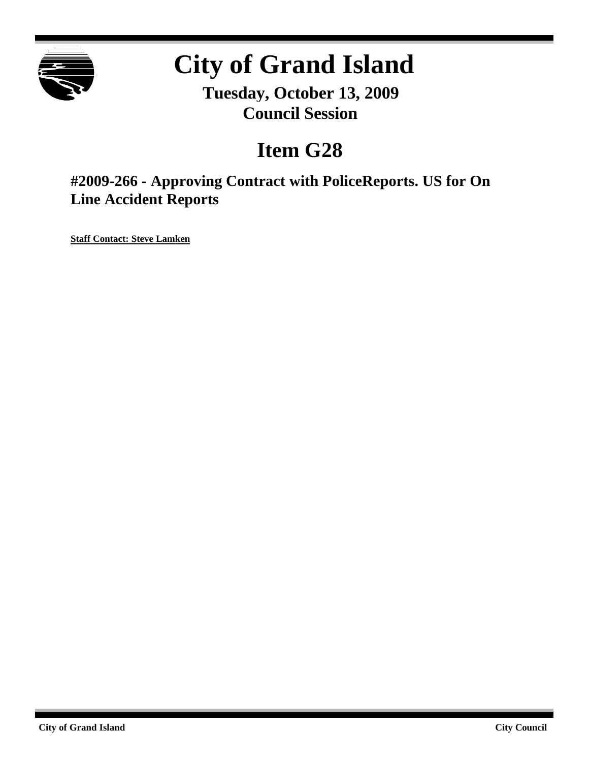# City of Grand Island

**Tuesday, October 13, 2009**
**Council Session**

# Item G28

## #2009-266 - Approving Contract with PoliceReports. US for On Line Accident Reports

**Staff Contact: Steve Lamken**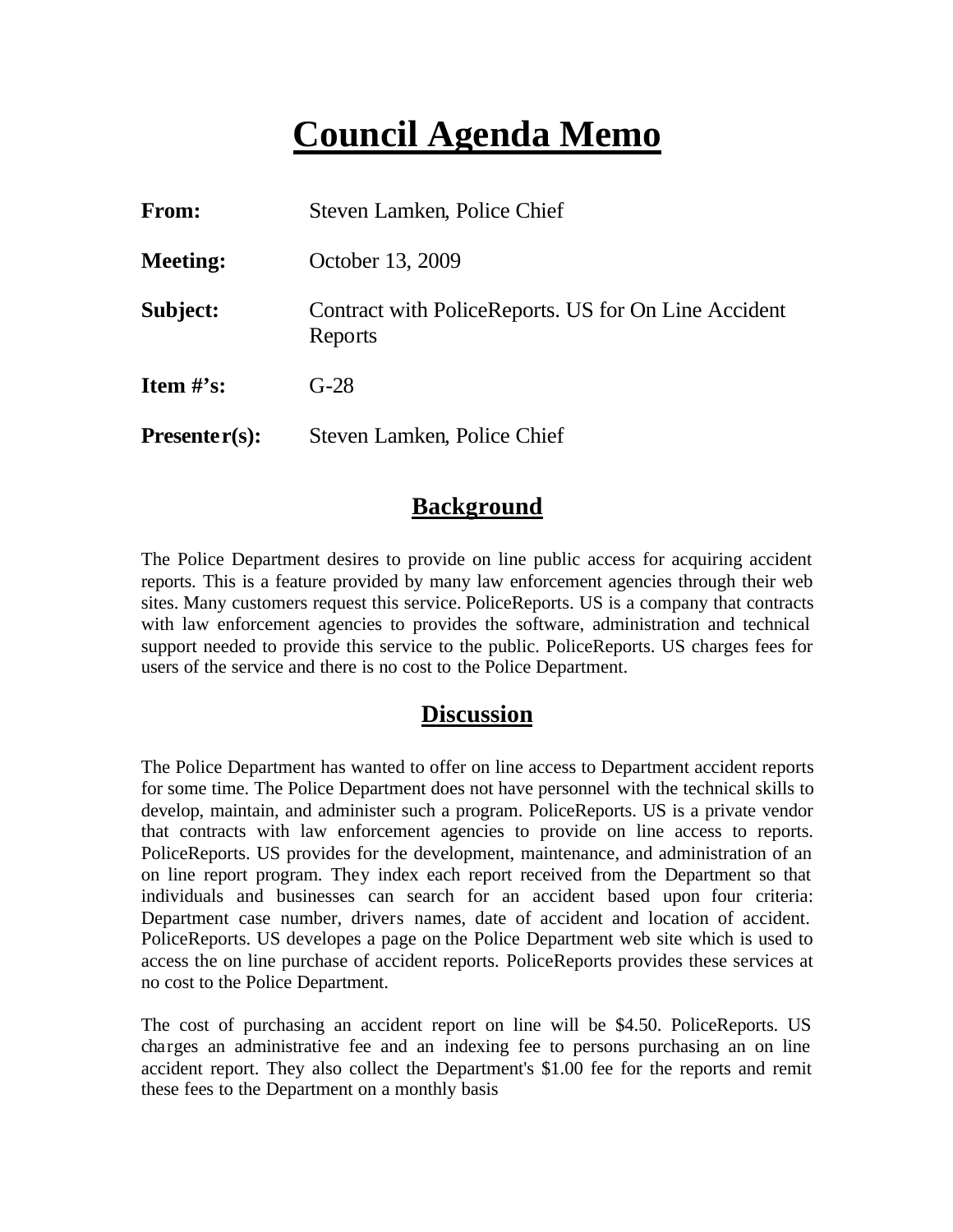# Council Agenda Memo

**From:** Steven Lamken, Police Chief

**Meeting:** October 13, 2009

**Subject:** Contract with PoliceReports. US for On Line Accident Reports

**Item #'s:** G-28

**Presenter(s):** Steven Lamken, Police Chief

## Background

The Police Department desires to provide on line public access for acquiring accident reports. This is a feature provided by many law enforcement agencies through their web sites. Many customers request this service. PoliceReports. US is a company that contracts with law enforcement agencies to provides the software, administration and technical support needed to provide this service to the public. PoliceReports. US charges fees for users of the service and there is no cost to the Police Department.

## Discussion

The Police Department has wanted to offer on line access to Department accident reports for some time. The Police Department does not have personnel with the technical skills to develop, maintain, and administer such a program. PoliceReports. US is a private vendor that contracts with law enforcement agencies to provide on line access to reports. PoliceReports. US provides for the development, maintenance, and administration of an on line report program. They index each report received from the Department so that individuals and businesses can search for an accident based upon four criteria: Department case number, drivers names, date of accident and location of accident. PoliceReports. US developes a page on the Police Department web site which is used to access the on line purchase of accident reports. PoliceReports provides these services at no cost to the Police Department.

The cost of purchasing an accident report on line will be $4.50. PoliceReports. US charges an administrative fee and an indexing fee to persons purchasing an on line accident report. They also collect the Department's $1.00 fee for the reports and remit these fees to the Department on a monthly basis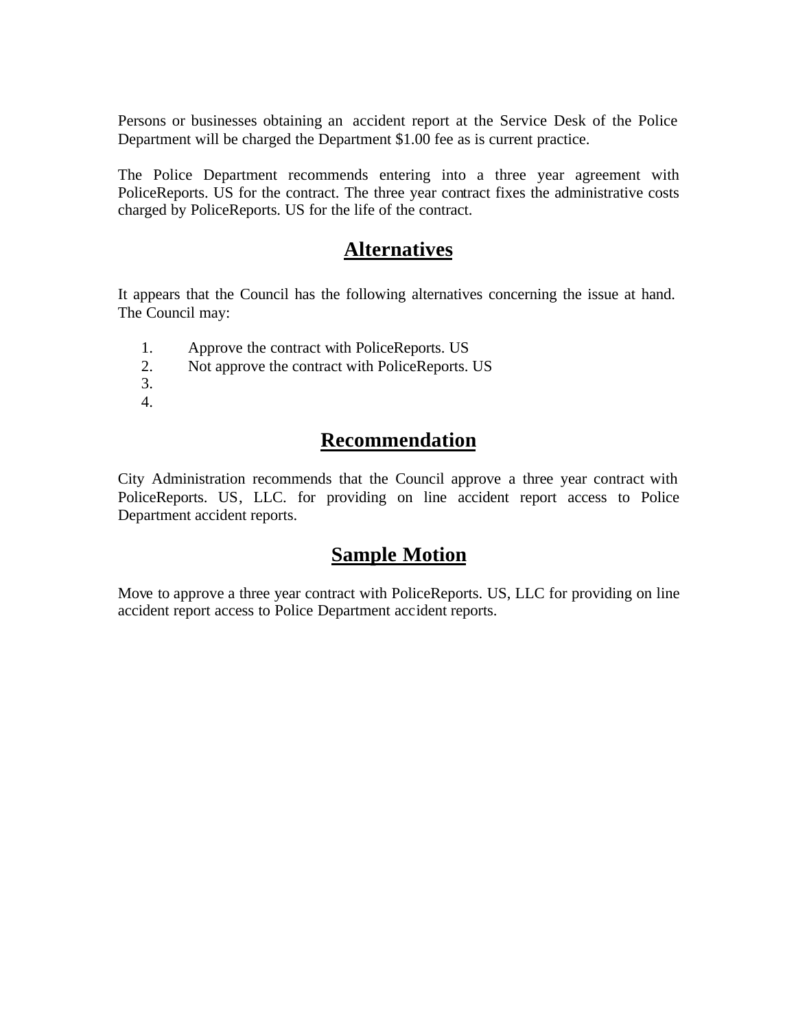Persons or businesses obtaining an accident report at the Service Desk of the Police Department will be charged the Department $1.00 fee as is current practice.

The Police Department recommends entering into a three year agreement with PoliceReports. US for the contract. The three year contract fixes the administrative costs charged by PoliceReports. US for the life of the contract.

## Alternatives

It appears that the Council has the following alternatives concerning the issue at hand. The Council may:

1. Approve the contract with PoliceReports. US
2. Not approve the contract with PoliceReports. US
3. 
4. 

## Recommendation

City Administration recommends that the Council approve a three year contract with PoliceReports. US, LLC. for providing on line accident report access to Police Department accident reports.

## Sample Motion

Move to approve a three year contract with PoliceReports. US, LLC for providing on line accident report access to Police Department accident reports.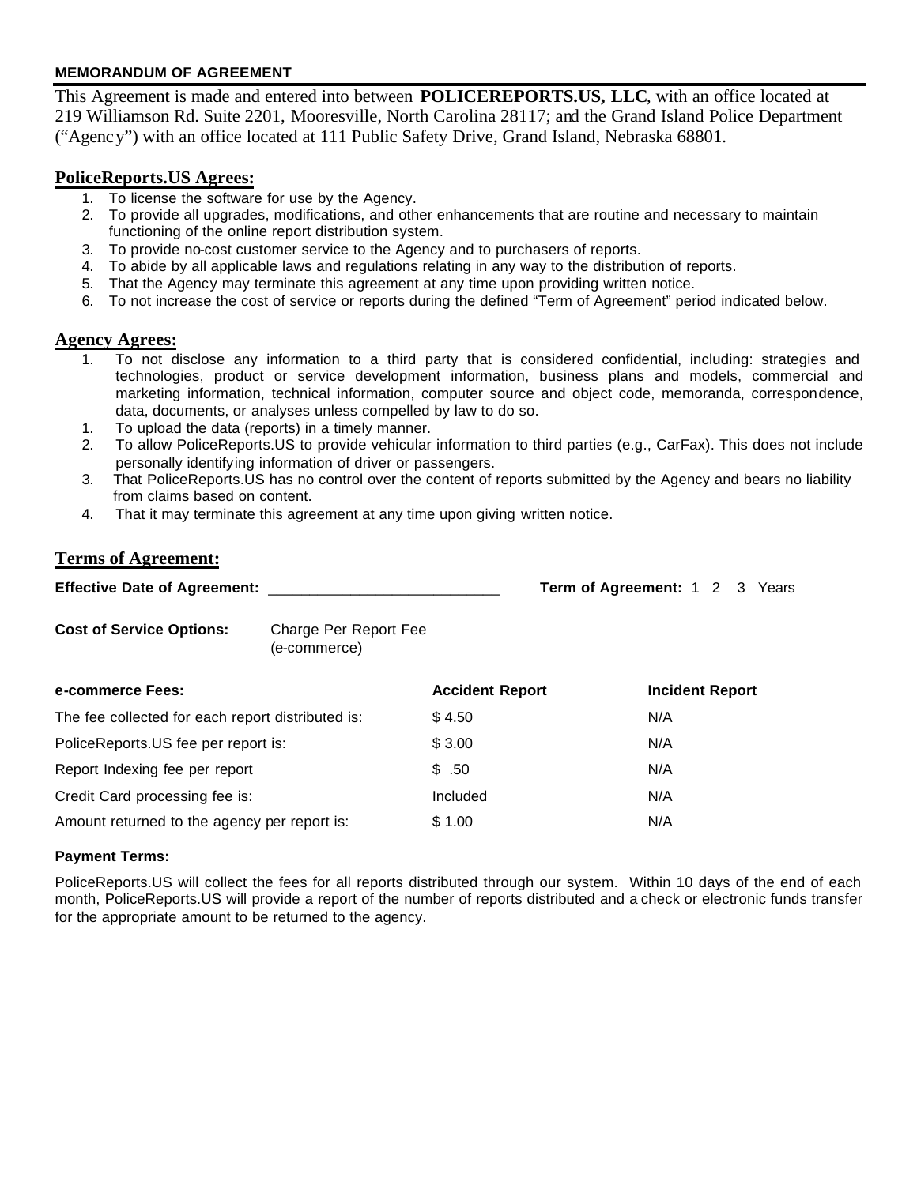**MEMORANDUM OF AGREEMENT**

This Agreement is made and entered into between **POLICEREPORTS.US, LLC**, with an office located at 219 Williamson Rd. Suite 2201, Mooresville, North Carolina 28117; and the Grand Island Police Department ("Agency") with an office located at 111 Public Safety Drive, Grand Island, Nebraska 68801.

## PoliceReports.US Agrees:

1. To license the software for use by the Agency.
2. To provide all upgrades, modifications, and other enhancements that are routine and necessary to maintain functioning of the online report distribution system.
3. To provide no-cost customer service to the Agency and to purchasers of reports.
4. To abide by all applicable laws and regulations relating in any way to the distribution of reports.
5. That the Agency may terminate this agreement at any time upon providing written notice.
6. To not increase the cost of service or reports during the defined "Term of Agreement" period indicated below.

## Agency Agrees:

1. To not disclose any information to a third party that is considered confidential, including: strategies and technologies, product or service development information, business plans and models, commercial and marketing information, technical information, computer source and object code, memoranda, correspondence, data, documents, or analyses unless compelled by law to do so.
1. To upload the data (reports) in a timely manner.
2. To allow PoliceReports.US to provide vehicular information to third parties (e.g., CarFax). This does not include personally identifying information of driver or passengers.
3. That PoliceReports.US has no control over the content of reports submitted by the Agency and bears no liability from claims based on content.
4. That it may terminate this agreement at any time upon giving written notice.

## Terms of Agreement:

**Effective Date of Agreement:** ___________________________ **Term of Agreement:** 1 2 3 Years

**Cost of Service Options:** Charge Per Report Fee (e-commerce)

| **e-commerce Fees:** | **Accident Report** | **Incident Report** |
|---|---|---|
| The fee collected for each report distributed is: | $ 4.50 | N/A |
| PoliceReports.US fee per report is: | $ 3.00 | N/A |
| Report Indexing fee per report | $ .50 | N/A |
| Credit Card processing fee is: | Included | N/A |
| Amount returned to the agency per report is: | $ 1.00 | N/A |

**Payment Terms:**

PoliceReports.US will collect the fees for all reports distributed through our system. Within 10 days of the end of each month, PoliceReports.US will provide a report of the number of reports distributed and a check or electronic funds transfer for the appropriate amount to be returned to the agency.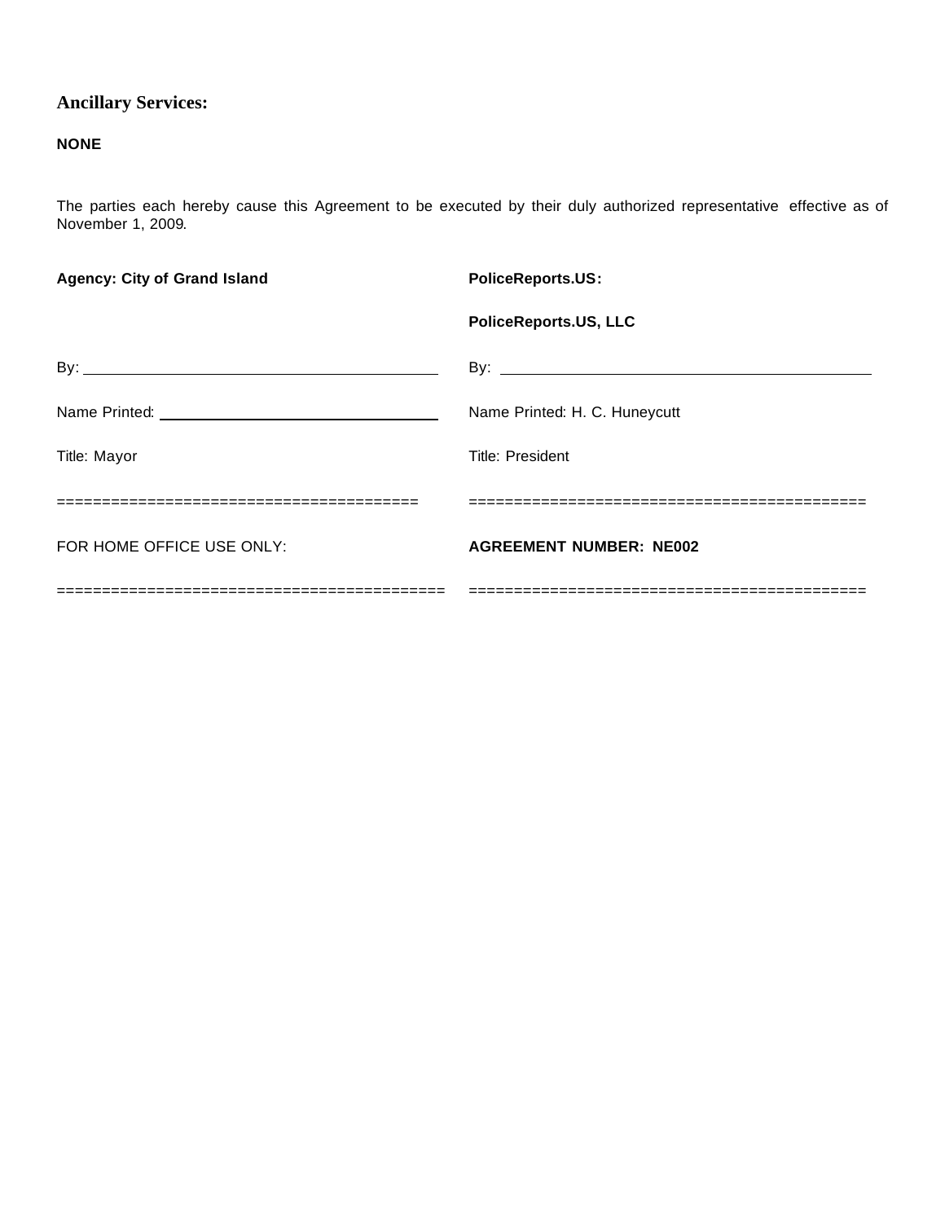## Ancillary Services:

**NONE**

The parties each hereby cause this Agreement to be executed by their duly authorized representative effective as of November 1, 2009.

| | |
|---|---|
| **Agency: City of Grand Island** | **PoliceReports.US:** |
| | **PoliceReports.US, LLC** |
| By: ______________________________ | By: ______________________________ |
| Name Printed: ______________________ | Name Printed: H. C. Huneycutt |
| Title: Mayor | Title: President |
| ======================================== | ============================================ |
| FOR HOME OFFICE USE ONLY: | **AGREEMENT NUMBER: NE002** |
| ============================================ | ============================================ |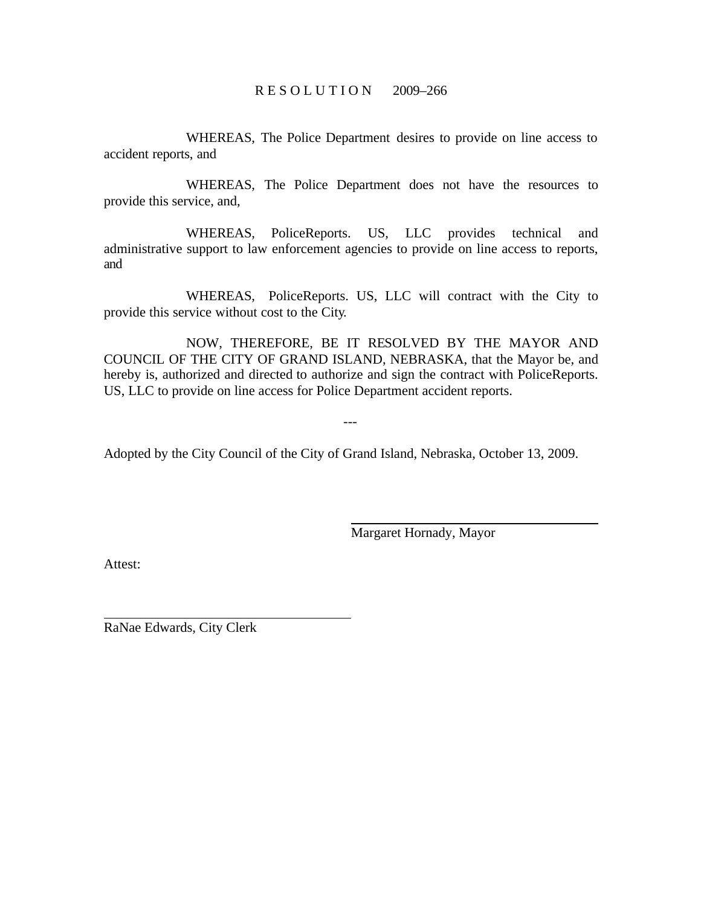# R E S O L U T I O N 2009–266

WHEREAS, The Police Department desires to provide on line access to accident reports, and

WHEREAS, The Police Department does not have the resources to provide this service, and,

WHEREAS, PoliceReports. US, LLC provides technical and administrative support to law enforcement agencies to provide on line access to reports, and

WHEREAS, PoliceReports. US, LLC will contract with the City to provide this service without cost to the City.

NOW, THEREFORE, BE IT RESOLVED BY THE MAYOR AND COUNCIL OF THE CITY OF GRAND ISLAND, NEBRASKA, that the Mayor be, and hereby is, authorized and directed to authorize and sign the contract with PoliceReports. US, LLC to provide on line access for Police Department accident reports.

---

Adopted by the City Council of the City of Grand Island, Nebraska, October 13, 2009.

\_\_\_\_\_\_\_\_\_\_\_\_\_\_\_\_\_\_\_\_\_\_\_\_\_\_\_\_\_\_\_\_\_\_\_\_\_\_
Margaret Hornady, Mayor

Attest:

\_\_\_\_\_\_\_\_\_\_\_\_\_\_\_\_\_\_\_\_\_\_\_\_\_\_\_\_\_\_\_\_\_\_\_\_\_\_
RaNae Edwards, City Clerk